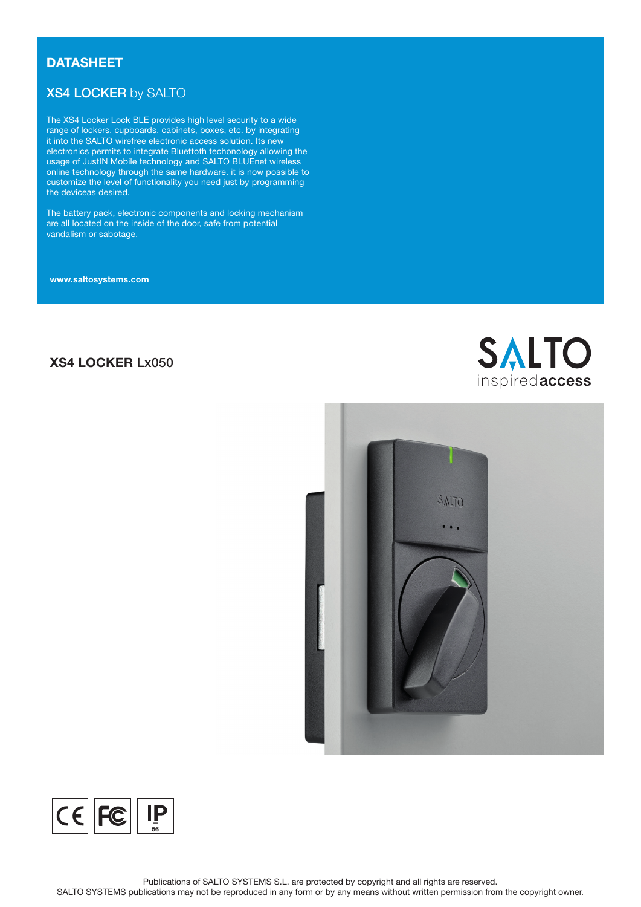# DATASHEET

## XS4 LOCKER by SALTO

The XS4 Locker Lock BLE provides high level security to a wide range of lockers, cupboards, cabinets, boxes, etc. by integrating it into the SALTO wirefree electronic access solution. Its new electronics permits to integrate Bluettoth techonology allowing the usage of JustIN Mobile technology and SALTO BLUEnet wireless online technology through the same hardware. it is now possible to customize the level of functionality you need just by programming the deviceas desired.

The battery pack, electronic components and locking mechanism are all located on the inside of the door, safe from potential vandalism or sabotage.

**www.saltosystems.com**

## XS4 LOCKER Lx050

SALTO inspired**access**

CE FC IP 56

Publications of SALTO SYSTEMS S.L. are protected by copyright and all rights are reserved.
SALTO SYSTEMS publications may not be reproduced in any form or by any means without written permission from the copyright owner.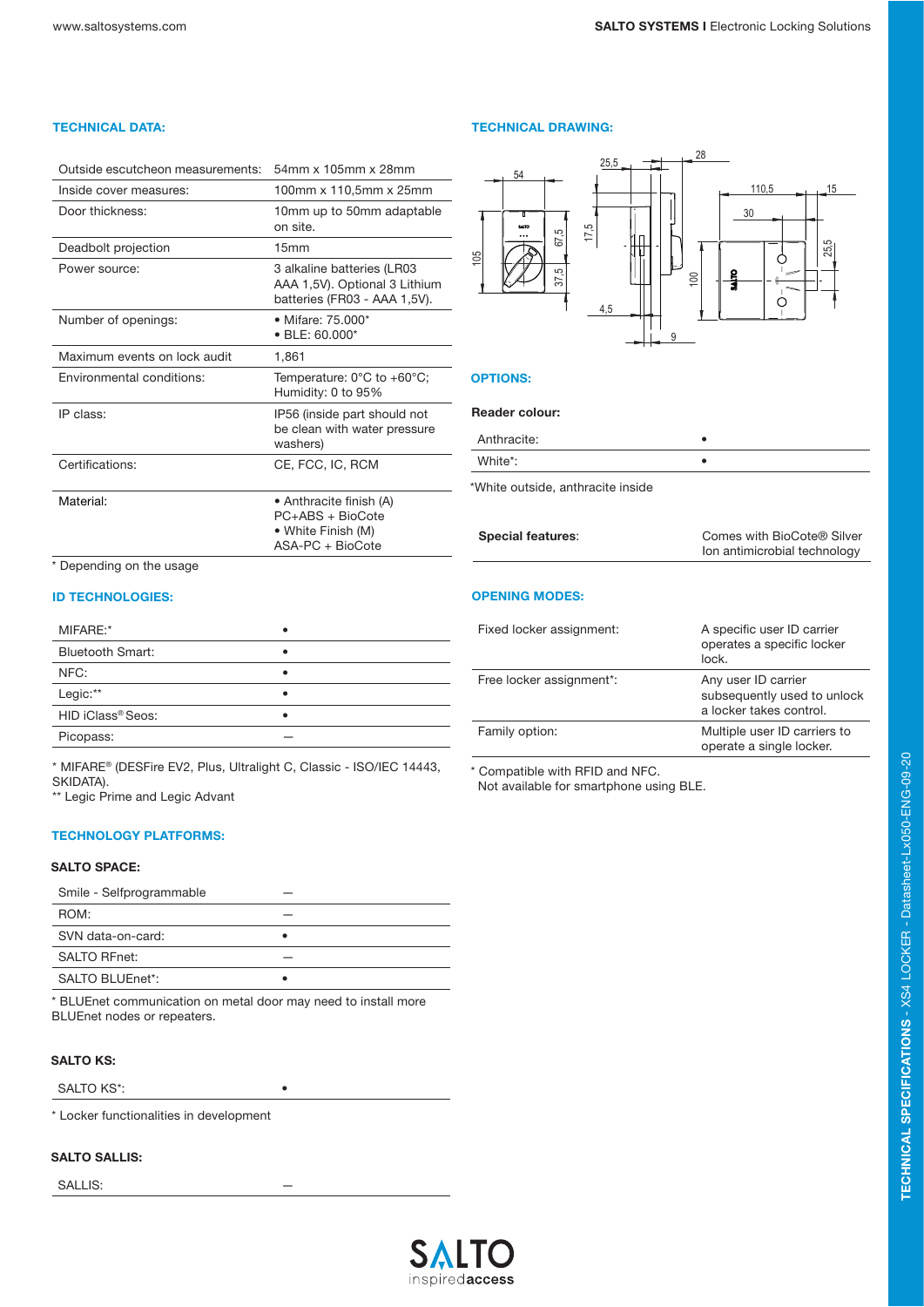## TECHNICAL DATA:

| | |
|---|---|
| Outside escutcheon measurements: | 54mm x 105mm x 28mm |
| Inside cover measures: | 100mm x 110,5mm x 25mm |
| Door thickness: | 10mm up to 50mm adaptable on site. |
| Deadbolt projection | 15mm |
| Power source: | 3 alkaline batteries (LR03 AAA 1,5V). Optional 3 Lithium batteries (FR03 - AAA 1,5V). |
| Number of openings: | • Mifare: 75.000* • BLE: 60.000* |
| Maximum events on lock audit | 1,861 |
| Environmental conditions: | Temperature: 0°C to +60°C; Humidity: 0 to 95% |
| IP class: | IP56 (inside part should not be clean with water pressure washers) |
| Certifications: | CE, FCC, IC, RCM |
| Material: | • Anthracite finish (A) PC+ABS + BioCote • White Finish (M) ASA-PC + BioCote |

\* Depending on the usage

## ID TECHNOLOGIES:

| | |
|---|---|
| MIFARE:* | • |
| Bluetooth Smart: | • |
| NFC: | • |
| Legic:** | • |
| HID iClass® Seos: | • |
| Picopass: | — |

\* MIFARE® (DESFire EV2, Plus, Ultralight C, Classic - ISO/IEC 14443, SKIDATA).
\*\* Legic Prime and Legic Advant

## TECHNOLOGY PLATFORMS:

### SALTO SPACE:

| | |
|---|---|
| Smile - Selfprogrammable | — |
| ROM: | — |
| SVN data-on-card: | • |
| SALTO RFnet: | — |
| SALTO BLUEnet*: | • |

\* BLUEnet communication on metal door may need to install more BLUEnet nodes or repeaters.

### SALTO KS:

| | |
|---|---|
| SALTO KS*: | • |

\* Locker functionalities in development

### SALTO SALLIS:

| | |
|---|---|
| SALLIS: | — |

## TECHNICAL DRAWING:

54
105
67,5
37,5
25,5
28
17,5
4,5
9
110,5
15
30
25,5
100

## OPTIONS:

**Reader colour:**

| | |
|---|---|
| Anthracite: | • |
| White*: | • |

\*White outside, anthracite inside

| | |
|---|---|
| **Special features**: | Comes with BioCote® Silver Ion antimicrobial technology |

## OPENING MODES:

| | |
|---|---|
| Fixed locker assignment: | A specific user ID carrier operates a specific locker lock. |
| Free locker assignment*: | Any user ID carrier subsequently used to unlock a locker takes control. |
| Family option: | Multiple user ID carriers to operate a single locker. |

\* Compatible with RFID and NFC.
Not available for smartphone using BLE.

**TECHNICAL SPECIFICATIONS** - XS4 LOCKER - Datasheet-Lx050-ENG-09-20